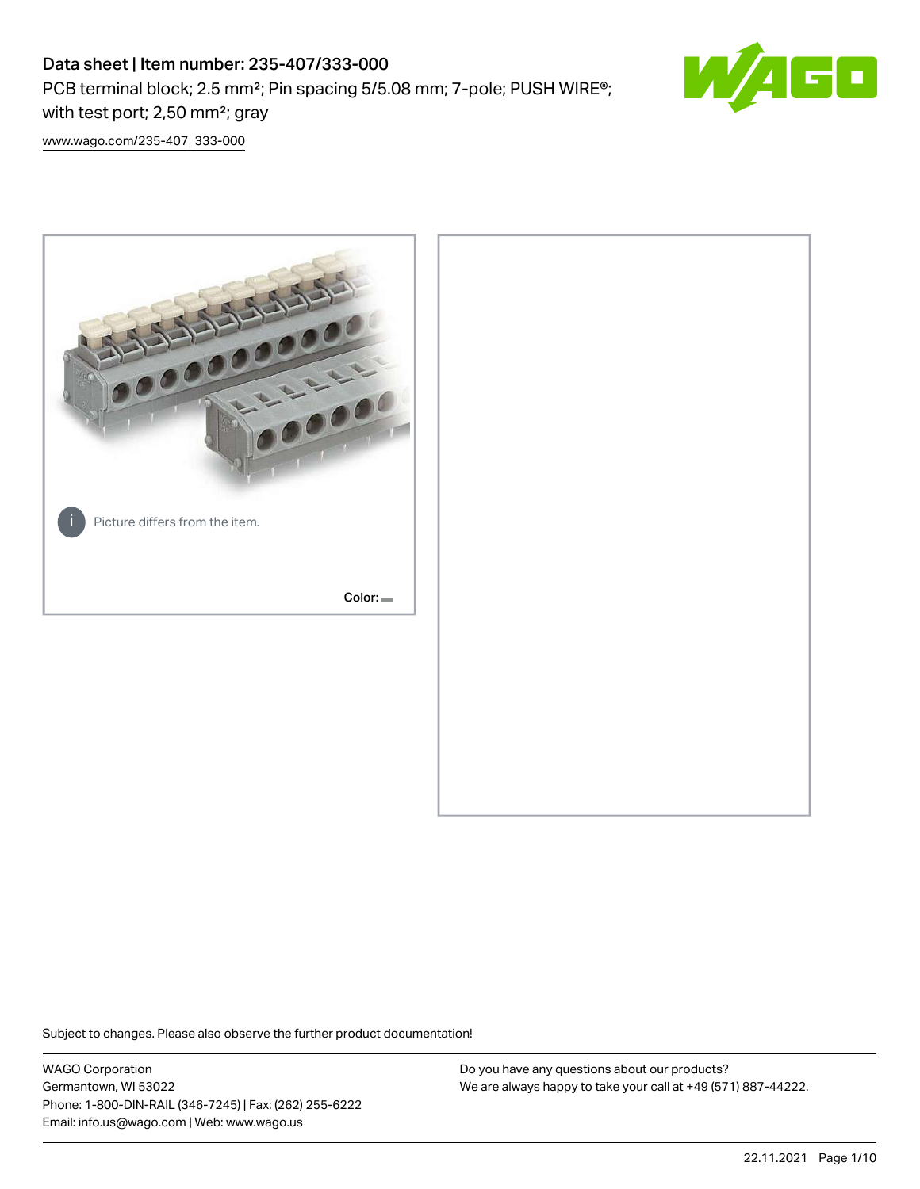# Data sheet | Item number: 235-407/333-000

PCB terminal block; 2.5 mm²; Pin spacing 5/5.08 mm; 7-pole; PUSH WIRE®; with test port; 2,50 mm²; gray

www.wago.com/235-407_333-000

Picture differs from the item.

Color:

Subject to changes. Please also observe the further product documentation!

WAGO Corporation
Germantown, WI 53022
Phone: 1-800-DIN-RAIL (346-7245) | Fax: (262) 255-6222
Email: info.us@wago.com | Web: www.wago.us

Do you have any questions about our products?
We are always happy to take your call at +49 (571) 887-44222.

22.11.2021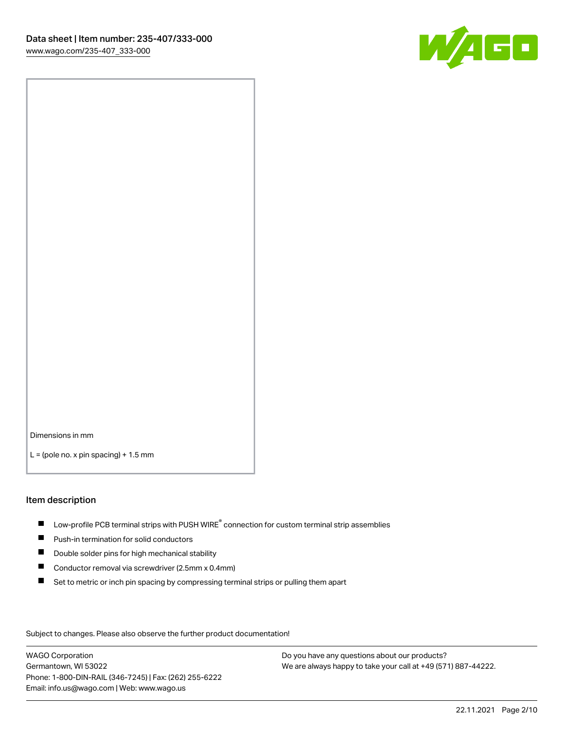Dimensions in mm

L = (pole no. x pin spacing) + 1.5 mm

## Item description

- Low-profile PCB terminal strips with PUSH WIRE® connection for custom terminal strip assemblies
- Push-in termination for solid conductors
- Double solder pins for high mechanical stability
- Conductor removal via screwdriver (2.5mm x 0.4mm)
- Set to metric or inch pin spacing by compressing terminal strips or pulling them apart

Subject to changes. Please also observe the further product documentation!

WAGO Corporation
Germantown, WI 53022
Phone: 1-800-DIN-RAIL (346-7245) | Fax: (262) 255-6222
Email: info.us@wago.com | Web: www.wago.us

Do you have any questions about our products?
We are always happy to take your call at +49 (571) 887-44222.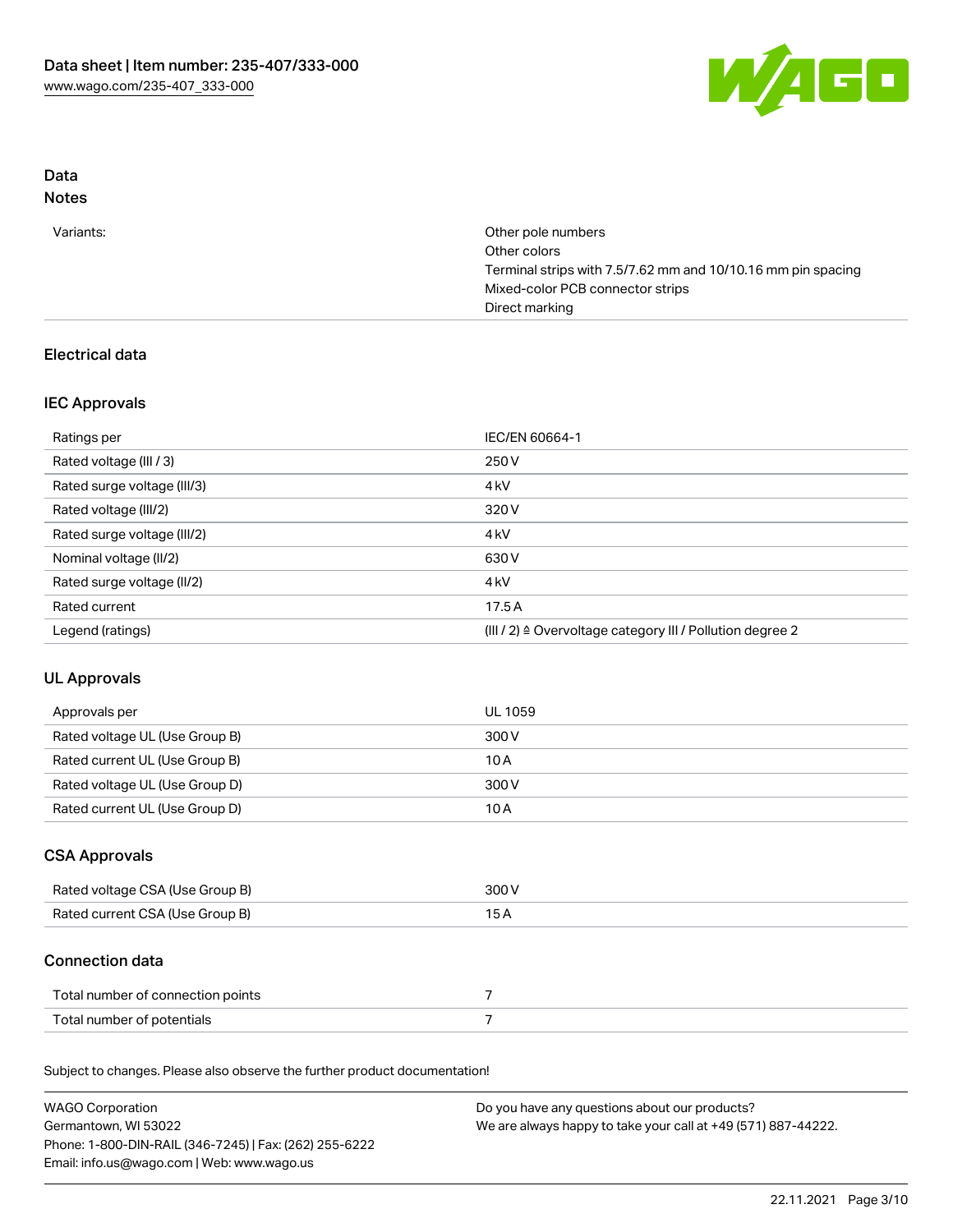## Data

### Notes

| | |
|---|---|
| Variants: | Other pole numbers<br>Other colors<br>Terminal strips with 7.5/7.62 mm and 10/10.16 mm pin spacing<br>Mixed-color PCB connector strips<br>Direct marking |

## Electrical data

### IEC Approvals

| | |
|---|---|
| Ratings per | IEC/EN 60664-1 |
| Rated voltage (III / 3) | 250 V |
| Rated surge voltage (III/3) | 4 kV |
| Rated voltage (III/2) | 320 V |
| Rated surge voltage (III/2) | 4 kV |
| Nominal voltage (II/2) | 630 V |
| Rated surge voltage (II/2) | 4 kV |
| Rated current | 17.5 A |
| Legend (ratings) | (III / 2) ≙ Overvoltage category III / Pollution degree 2 |

### UL Approvals

| | |
|---|---|
| Approvals per | UL 1059 |
| Rated voltage UL (Use Group B) | 300 V |
| Rated current UL (Use Group B) | 10 A |
| Rated voltage UL (Use Group D) | 300 V |
| Rated current UL (Use Group D) | 10 A |

### CSA Approvals

| | |
|---|---|
| Rated voltage CSA (Use Group B) | 300 V |
| Rated current CSA (Use Group B) | 15 A |

### Connection data

| | |
|---|---|
| Total number of connection points | 7 |
| Total number of potentials | 7 |

Subject to changes. Please also observe the further product documentation!

WAGO Corporation
Germantown, WI 53022
Phone: 1-800-DIN-RAIL (346-7245) | Fax: (262) 255-6222
Email: info.us@wago.com | Web: www.wago.us

Do you have any questions about our products?
We are always happy to take your call at +49 (571) 887-44222.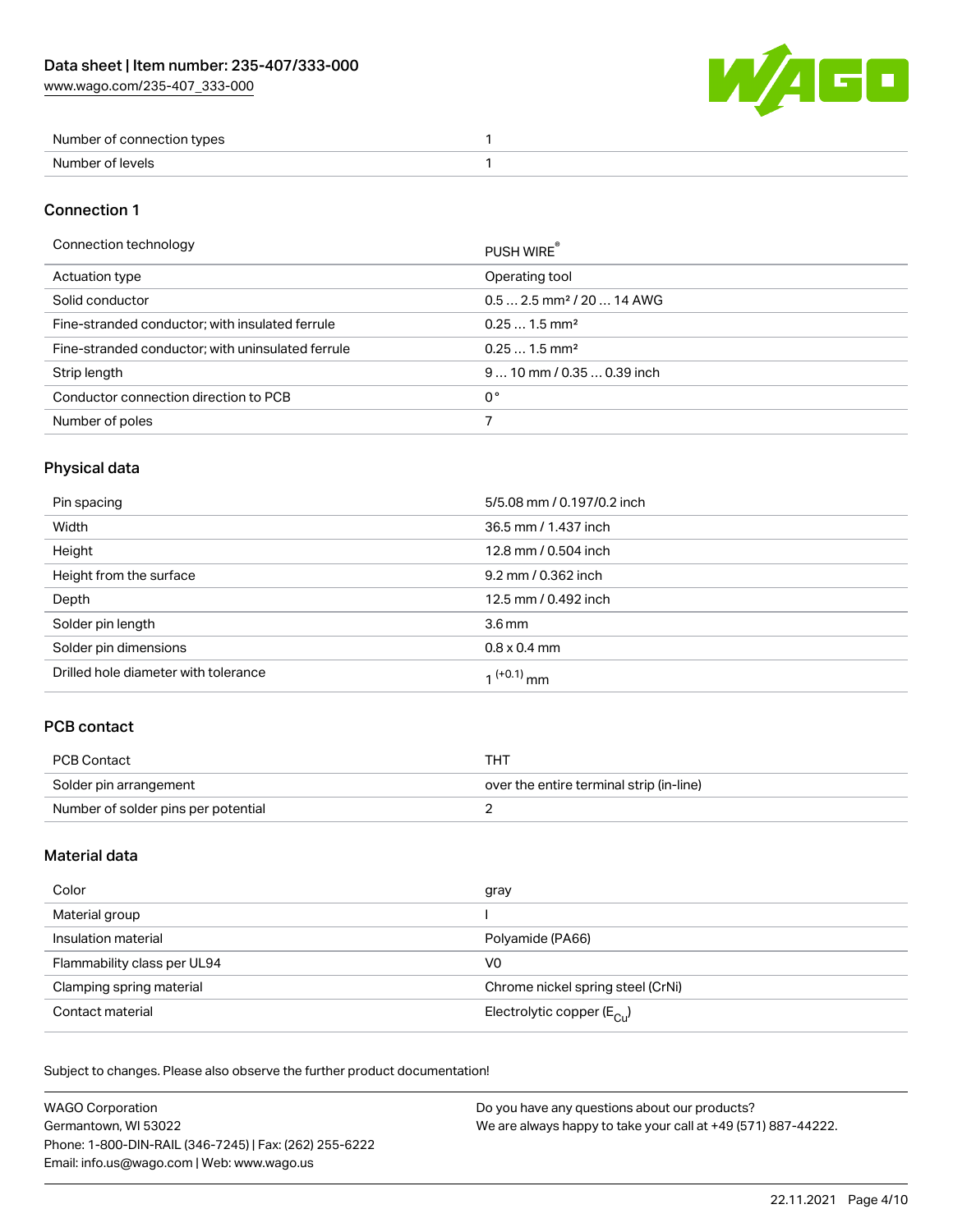| Number of connection types | 1 |
| --- | --- |
| Number of levels | 1 |

## Connection 1

| Connection technology | PUSH WIRE® |
| --- | --- |
| Actuation type | Operating tool |
| Solid conductor | 0.5 … 2.5 mm² / 20 … 14 AWG |
| Fine-stranded conductor; with insulated ferrule | 0.25 … 1.5 mm² |
| Fine-stranded conductor; with uninsulated ferrule | 0.25 … 1.5 mm² |
| Strip length | 9 … 10 mm / 0.35 … 0.39 inch |
| Conductor connection direction to PCB | 0° |
| Number of poles | 7 |

## Physical data

| Pin spacing | 5/5.08 mm / 0.197/0.2 inch |
| --- | --- |
| Width | 36.5 mm / 1.437 inch |
| Height | 12.8 mm / 0.504 inch |
| Height from the surface | 9.2 mm / 0.362 inch |
| Depth | 12.5 mm / 0.492 inch |
| Solder pin length | 3.6 mm |
| Solder pin dimensions | 0.8 x 0.4 mm |
| Drilled hole diameter with tolerance | $1^{(+0.1)}$ mm |

## PCB contact

| PCB Contact | THT |
| --- | --- |
| Solder pin arrangement | over the entire terminal strip (in-line) |
| Number of solder pins per potential | 2 |

## Material data

| Color | gray |
| --- | --- |
| Material group | I |
| Insulation material | Polyamide (PA66) |
| Flammability class per UL94 | V0 |
| Clamping spring material | Chrome nickel spring steel (CrNi) |
| Contact material | Electrolytic copper ($E_{Cu}$) |

Subject to changes. Please also observe the further product documentation!

WAGO Corporation
Germantown, WI 53022
Phone: 1-800-DIN-RAIL (346-7245) | Fax: (262) 255-6222
Email: info.us@wago.com | Web: www.wago.us

Do you have any questions about our products?
We are always happy to take your call at +49 (571) 887-44222.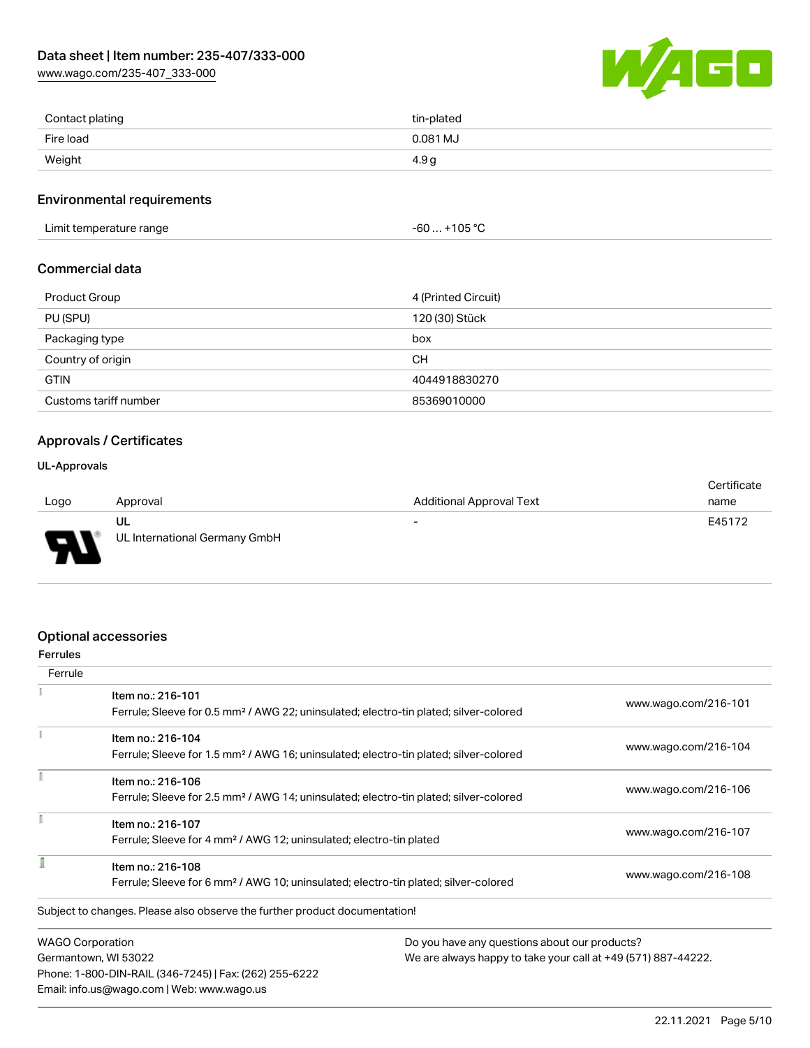| Contact plating | tin-plated |
| --- | --- |
| Fire load | 0.081 MJ |
| Weight | 4.9 g |

## Environmental requirements

| Limit temperature range | -60 … +105 °C |
| --- | --- |

## Commercial data

| Product Group | 4 (Printed Circuit) |
| --- | --- |
| PU (SPU) | 120 (30) Stück |
| Packaging type | box |
| Country of origin | CH |
| GTIN | 4044918830270 |
| Customs tariff number | 85369010000 |

## Approvals / Certificates

### UL-Approvals

| Logo | Approval | Additional Approval Text | Certificate name |
| --- | --- | --- | --- |
| | UL<br>UL International Germany GmbH | - | E45172 |

## Optional accessories

### Ferrules

| Ferrule | | |
| --- | --- | --- |
| | Item no.: 216-101<br>Ferrule; Sleeve for 0.5 mm² / AWG 22; uninsulated; electro-tin plated; silver-colored | www.wago.com/216-101 |
| | Item no.: 216-104<br>Ferrule; Sleeve for 1.5 mm² / AWG 16; uninsulated; electro-tin plated; silver-colored | www.wago.com/216-104 |
| | Item no.: 216-106<br>Ferrule; Sleeve for 2.5 mm² / AWG 14; uninsulated; electro-tin plated; silver-colored | www.wago.com/216-106 |
| | Item no.: 216-107<br>Ferrule; Sleeve for 4 mm² / AWG 12; uninsulated; electro-tin plated | www.wago.com/216-107 |
| | Item no.: 216-108<br>Ferrule; Sleeve for 6 mm² / AWG 10; uninsulated; electro-tin plated; silver-colored | www.wago.com/216-108 |

Subject to changes. Please also observe the further product documentation!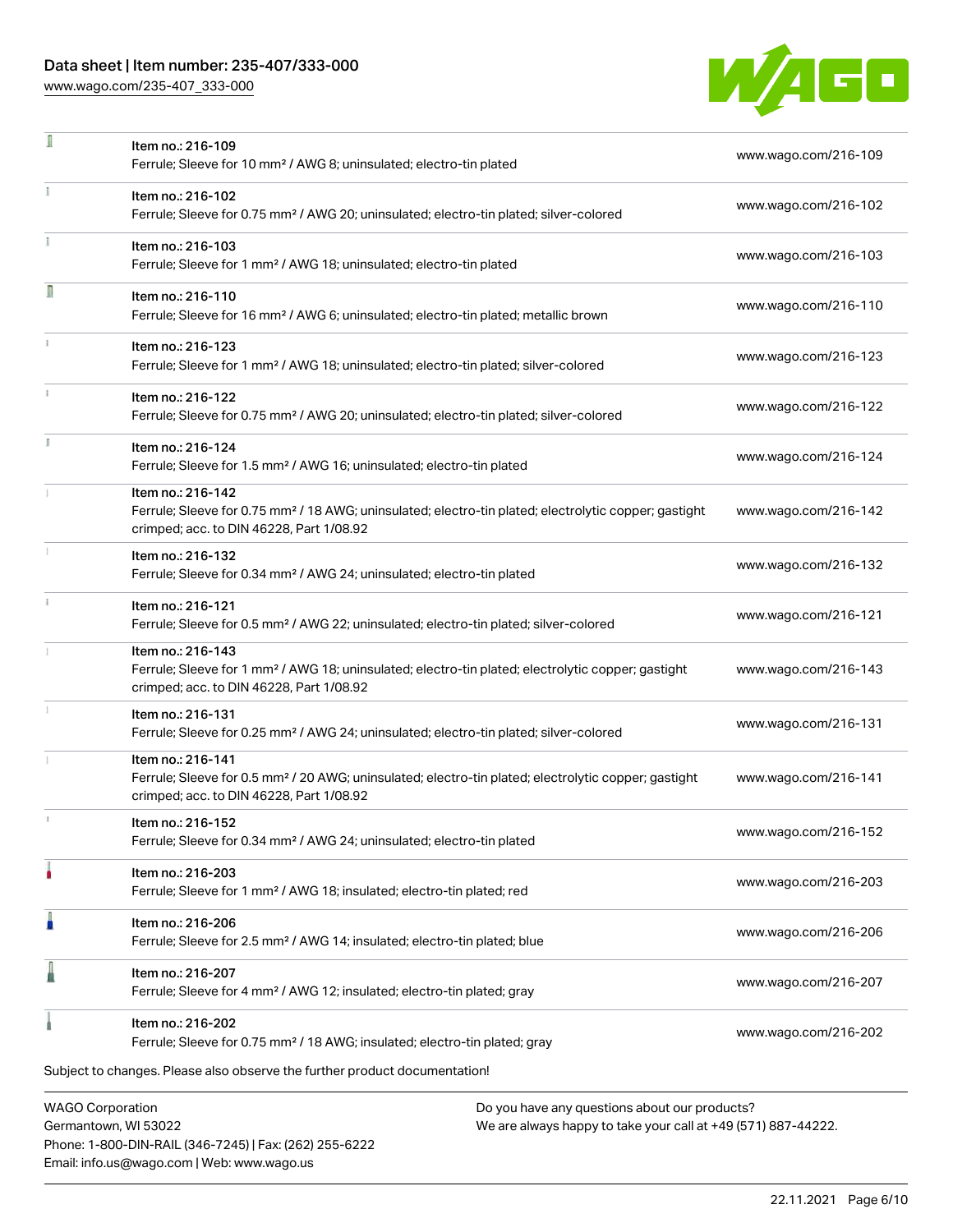| Item | Description | Link |
| --- | --- | --- |
| Item no.: 216-109 | Ferrule; Sleeve for 10 mm² / AWG 8; uninsulated; electro-tin plated | www.wago.com/216-109 |
| Item no.: 216-102 | Ferrule; Sleeve for 0.75 mm² / AWG 20; uninsulated; electro-tin plated; silver-colored | www.wago.com/216-102 |
| Item no.: 216-103 | Ferrule; Sleeve for 1 mm² / AWG 18; uninsulated; electro-tin plated | www.wago.com/216-103 |
| Item no.: 216-110 | Ferrule; Sleeve for 16 mm² / AWG 6; uninsulated; electro-tin plated; metallic brown | www.wago.com/216-110 |
| Item no.: 216-123 | Ferrule; Sleeve for 1 mm² / AWG 18; uninsulated; electro-tin plated; silver-colored | www.wago.com/216-123 |
| Item no.: 216-122 | Ferrule; Sleeve for 0.75 mm² / AWG 20; uninsulated; electro-tin plated; silver-colored | www.wago.com/216-122 |
| Item no.: 216-124 | Ferrule; Sleeve for 1.5 mm² / AWG 16; uninsulated; electro-tin plated | www.wago.com/216-124 |
| Item no.: 216-142 | Ferrule; Sleeve for 0.75 mm² / 18 AWG; uninsulated; electro-tin plated; electrolytic copper; gastight crimped; acc. to DIN 46228, Part 1/08.92 | www.wago.com/216-142 |
| Item no.: 216-132 | Ferrule; Sleeve for 0.34 mm² / AWG 24; uninsulated; electro-tin plated | www.wago.com/216-132 |
| Item no.: 216-121 | Ferrule; Sleeve for 0.5 mm² / AWG 22; uninsulated; electro-tin plated; silver-colored | www.wago.com/216-121 |
| Item no.: 216-143 | Ferrule; Sleeve for 1 mm² / AWG 18; uninsulated; electro-tin plated; electrolytic copper; gastight crimped; acc. to DIN 46228, Part 1/08.92 | www.wago.com/216-143 |
| Item no.: 216-131 | Ferrule; Sleeve for 0.25 mm² / AWG 24; uninsulated; electro-tin plated; silver-colored | www.wago.com/216-131 |
| Item no.: 216-141 | Ferrule; Sleeve for 0.5 mm² / 20 AWG; uninsulated; electro-tin plated; electrolytic copper; gastight crimped; acc. to DIN 46228, Part 1/08.92 | www.wago.com/216-141 |
| Item no.: 216-152 | Ferrule; Sleeve for 0.34 mm² / AWG 24; uninsulated; electro-tin plated | www.wago.com/216-152 |
| Item no.: 216-203 | Ferrule; Sleeve for 1 mm² / AWG 18; insulated; electro-tin plated; red | www.wago.com/216-203 |
| Item no.: 216-206 | Ferrule; Sleeve for 2.5 mm² / AWG 14; insulated; electro-tin plated; blue | www.wago.com/216-206 |
| Item no.: 216-207 | Ferrule; Sleeve for 4 mm² / AWG 12; insulated; electro-tin plated; gray | www.wago.com/216-207 |
| Item no.: 216-202 | Ferrule; Sleeve for 0.75 mm² / 18 AWG; insulated; electro-tin plated; gray | www.wago.com/216-202 |

Subject to changes. Please also observe the further product documentation!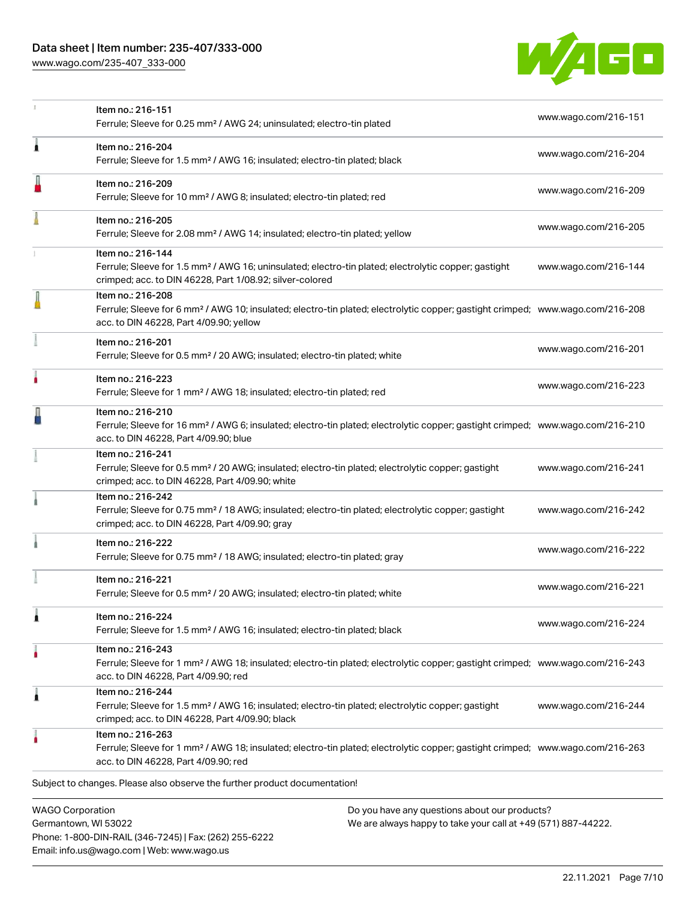| Item | Description | Link |
| --- | --- | --- |
| Item no.: 216-151 | Ferrule; Sleeve for 0.25 mm² / AWG 24; uninsulated; electro-tin plated | www.wago.com/216-151 |
| Item no.: 216-204 | Ferrule; Sleeve for 1.5 mm² / AWG 16; insulated; electro-tin plated; black | www.wago.com/216-204 |
| Item no.: 216-209 | Ferrule; Sleeve for 10 mm² / AWG 8; insulated; electro-tin plated; red | www.wago.com/216-209 |
| Item no.: 216-205 | Ferrule; Sleeve for 2.08 mm² / AWG 14; insulated; electro-tin plated; yellow | www.wago.com/216-205 |
| Item no.: 216-144 | Ferrule; Sleeve for 1.5 mm² / AWG 16; uninsulated; electro-tin plated; electrolytic copper; gastight crimped; acc. to DIN 46228, Part 1/08.92; silver-colored | www.wago.com/216-144 |
| Item no.: 216-208 | Ferrule; Sleeve for 6 mm² / AWG 10; insulated; electro-tin plated; electrolytic copper; gastight crimped; acc. to DIN 46228, Part 4/09.90; yellow | www.wago.com/216-208 |
| Item no.: 216-201 | Ferrule; Sleeve for 0.5 mm² / 20 AWG; insulated; electro-tin plated; white | www.wago.com/216-201 |
| Item no.: 216-223 | Ferrule; Sleeve for 1 mm² / AWG 18; insulated; electro-tin plated; red | www.wago.com/216-223 |
| Item no.: 216-210 | Ferrule; Sleeve for 16 mm² / AWG 6; insulated; electro-tin plated; electrolytic copper; gastight crimped; acc. to DIN 46228, Part 4/09.90; blue | www.wago.com/216-210 |
| Item no.: 216-241 | Ferrule; Sleeve for 0.5 mm² / 20 AWG; insulated; electro-tin plated; electrolytic copper; gastight crimped; acc. to DIN 46228, Part 4/09.90; white | www.wago.com/216-241 |
| Item no.: 216-242 | Ferrule; Sleeve for 0.75 mm² / 18 AWG; insulated; electro-tin plated; electrolytic copper; gastight crimped; acc. to DIN 46228, Part 4/09.90; gray | www.wago.com/216-242 |
| Item no.: 216-222 | Ferrule; Sleeve for 0.75 mm² / 18 AWG; insulated; electro-tin plated; gray | www.wago.com/216-222 |
| Item no.: 216-221 | Ferrule; Sleeve for 0.5 mm² / 20 AWG; insulated; electro-tin plated; white | www.wago.com/216-221 |
| Item no.: 216-224 | Ferrule; Sleeve for 1.5 mm² / AWG 16; insulated; electro-tin plated; black | www.wago.com/216-224 |
| Item no.: 216-243 | Ferrule; Sleeve for 1 mm² / AWG 18; insulated; electro-tin plated; electrolytic copper; gastight crimped; acc. to DIN 46228, Part 4/09.90; red | www.wago.com/216-243 |
| Item no.: 216-244 | Ferrule; Sleeve for 1.5 mm² / AWG 16; insulated; electro-tin plated; electrolytic copper; gastight crimped; acc. to DIN 46228, Part 4/09.90; black | www.wago.com/216-244 |
| Item no.: 216-263 | Ferrule; Sleeve for 1 mm² / AWG 18; insulated; electro-tin plated; electrolytic copper; gastight crimped; acc. to DIN 46228, Part 4/09.90; red | www.wago.com/216-263 |

Subject to changes. Please also observe the further product documentation!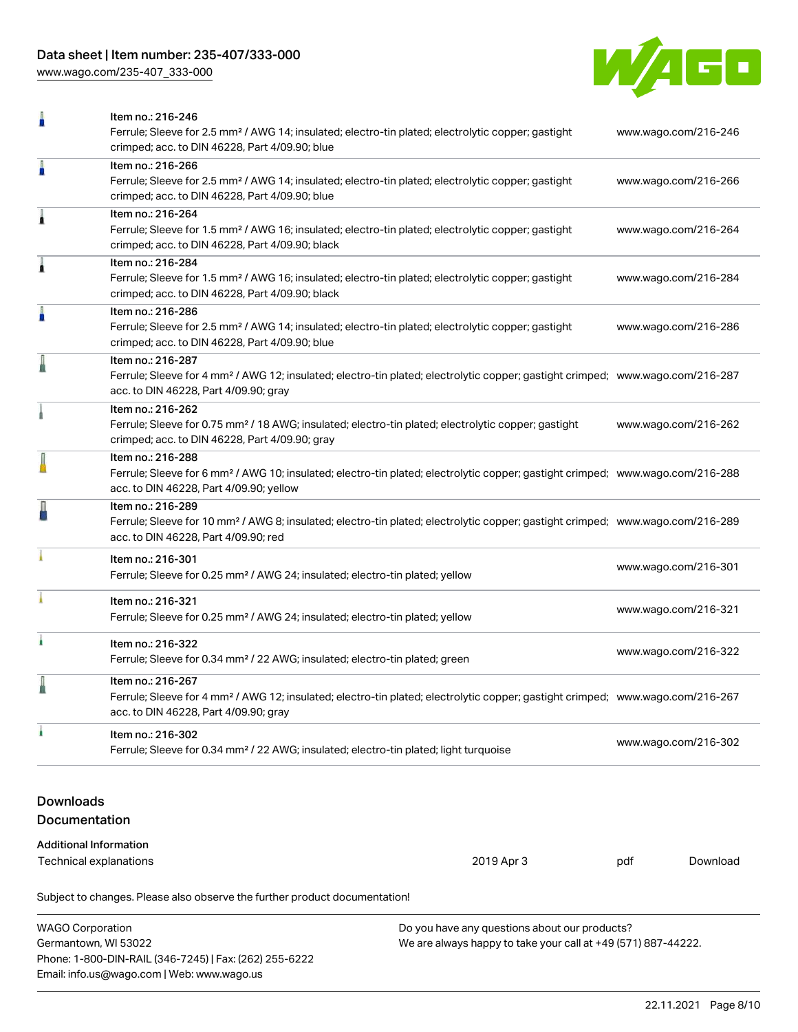| Item | Description | Link |
| --- | --- | --- |
| Item no.: 216-246 | Ferrule; Sleeve for 2.5 mm² / AWG 14; insulated; electro-tin plated; electrolytic copper; gastight crimped; acc. to DIN 46228, Part 4/09.90; blue | www.wago.com/216-246 |
| Item no.: 216-266 | Ferrule; Sleeve for 2.5 mm² / AWG 14; insulated; electro-tin plated; electrolytic copper; gastight crimped; acc. to DIN 46228, Part 4/09.90; blue | www.wago.com/216-266 |
| Item no.: 216-264 | Ferrule; Sleeve for 1.5 mm² / AWG 16; insulated; electro-tin plated; electrolytic copper; gastight crimped; acc. to DIN 46228, Part 4/09.90; black | www.wago.com/216-264 |
| Item no.: 216-284 | Ferrule; Sleeve for 1.5 mm² / AWG 16; insulated; electro-tin plated; electrolytic copper; gastight crimped; acc. to DIN 46228, Part 4/09.90; black | www.wago.com/216-284 |
| Item no.: 216-286 | Ferrule; Sleeve for 2.5 mm² / AWG 14; insulated; electro-tin plated; electrolytic copper; gastight crimped; acc. to DIN 46228, Part 4/09.90; blue | www.wago.com/216-286 |
| Item no.: 216-287 | Ferrule; Sleeve for 4 mm² / AWG 12; insulated; electro-tin plated; electrolytic copper; gastight crimped; acc. to DIN 46228, Part 4/09.90; gray | www.wago.com/216-287 |
| Item no.: 216-262 | Ferrule; Sleeve for 0.75 mm² / 18 AWG; insulated; electro-tin plated; electrolytic copper; gastight crimped; acc. to DIN 46228, Part 4/09.90; gray | www.wago.com/216-262 |
| Item no.: 216-288 | Ferrule; Sleeve for 6 mm² / AWG 10; insulated; electro-tin plated; electrolytic copper; gastight crimped; acc. to DIN 46228, Part 4/09.90; yellow | www.wago.com/216-288 |
| Item no.: 216-289 | Ferrule; Sleeve for 10 mm² / AWG 8; insulated; electro-tin plated; electrolytic copper; gastight crimped; acc. to DIN 46228, Part 4/09.90; red | www.wago.com/216-289 |
| Item no.: 216-301 | Ferrule; Sleeve for 0.25 mm² / AWG 24; insulated; electro-tin plated; yellow | www.wago.com/216-301 |
| Item no.: 216-321 | Ferrule; Sleeve for 0.25 mm² / AWG 24; insulated; electro-tin plated; yellow | www.wago.com/216-321 |
| Item no.: 216-322 | Ferrule; Sleeve for 0.34 mm² / 22 AWG; insulated; electro-tin plated; green | www.wago.com/216-322 |
| Item no.: 216-267 | Ferrule; Sleeve for 4 mm² / AWG 12; insulated; electro-tin plated; electrolytic copper; gastight crimped; acc. to DIN 46228, Part 4/09.90; gray | www.wago.com/216-267 |
| Item no.: 216-302 | Ferrule; Sleeve for 0.34 mm² / 22 AWG; insulated; electro-tin plated; light turquoise | www.wago.com/216-302 |

## Downloads

### Documentation

**Additional Information**

| Technical explanations | 2019 Apr 3 | pdf | Download |
| --- | --- | --- | --- |

Subject to changes. Please also observe the further product documentation!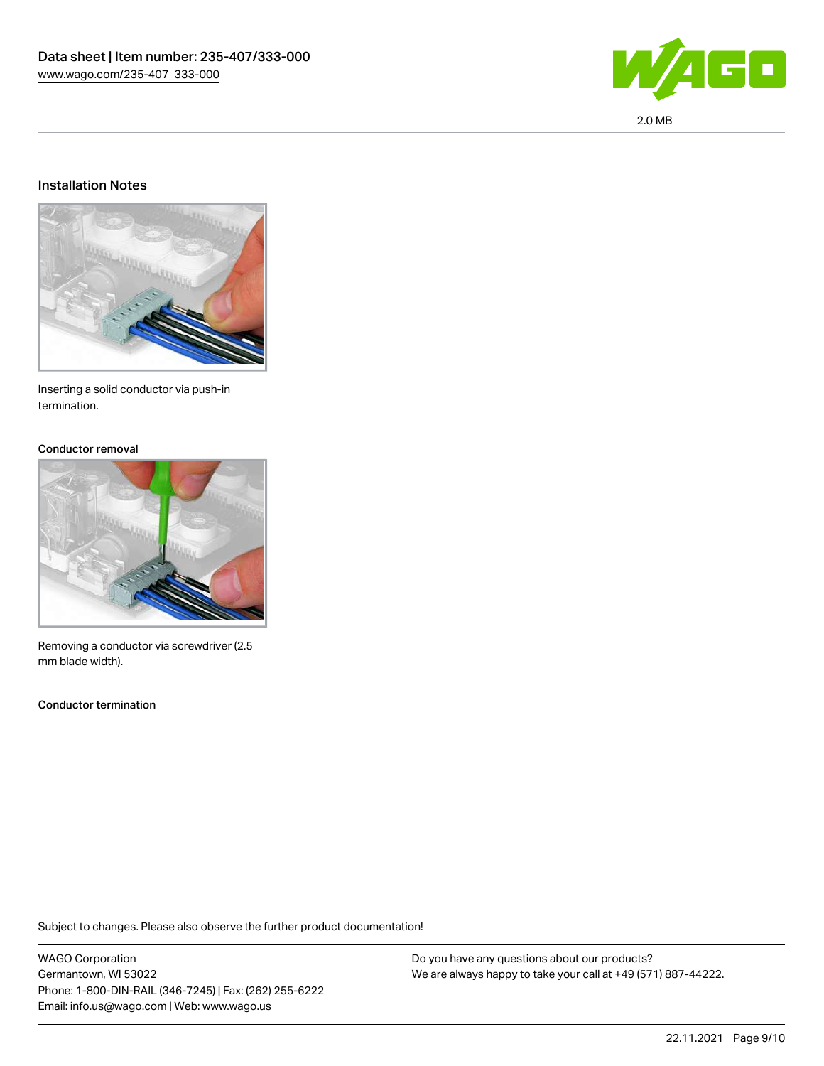## Installation Notes

Inserting a solid conductor via push-in termination.

### Conductor removal

Removing a conductor via screwdriver (2.5 mm blade width).

### Conductor termination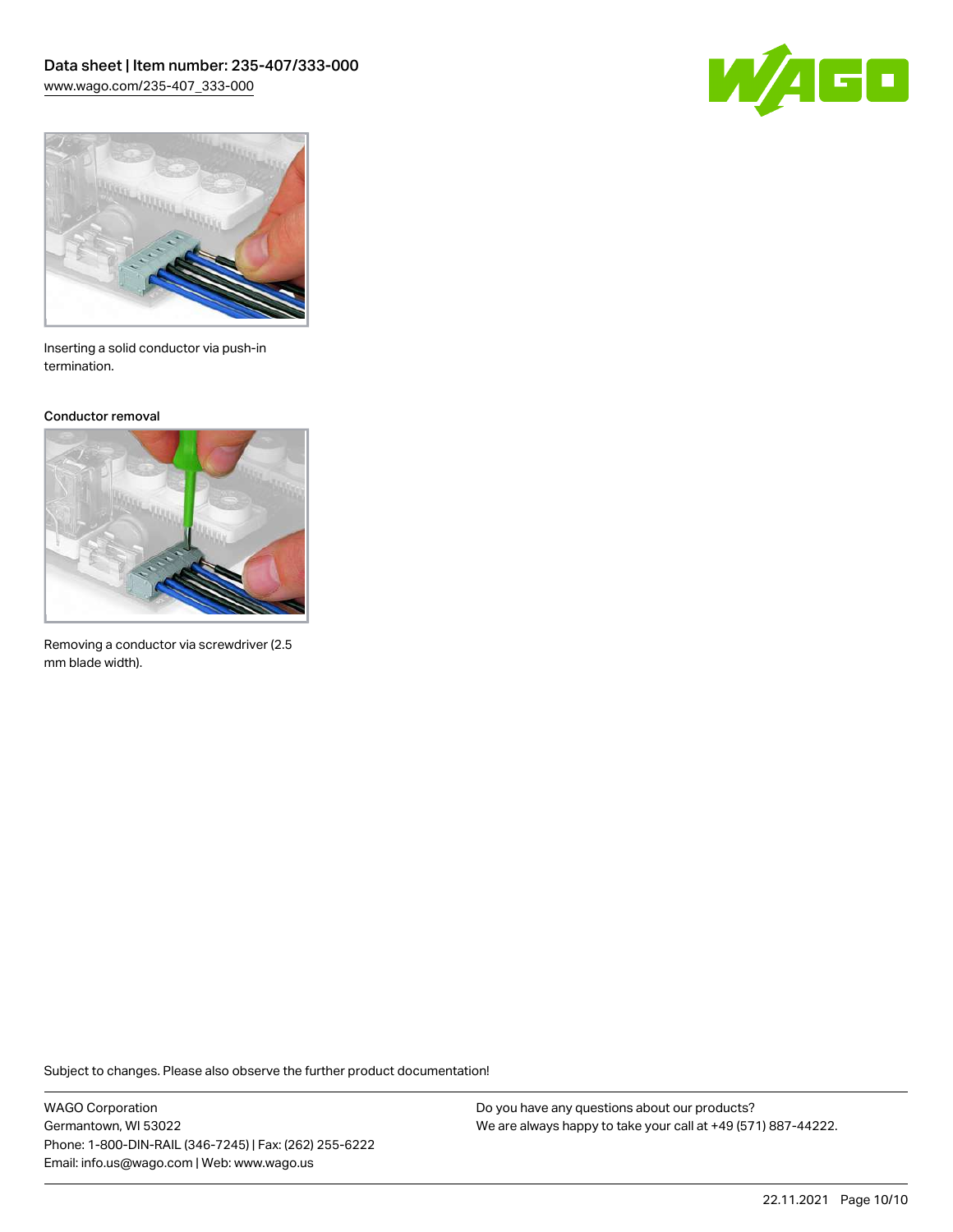Inserting a solid conductor via push-in termination.

Conductor removal

Removing a conductor via screwdriver (2.5 mm blade width).

Subject to changes. Please also observe the further product documentation!